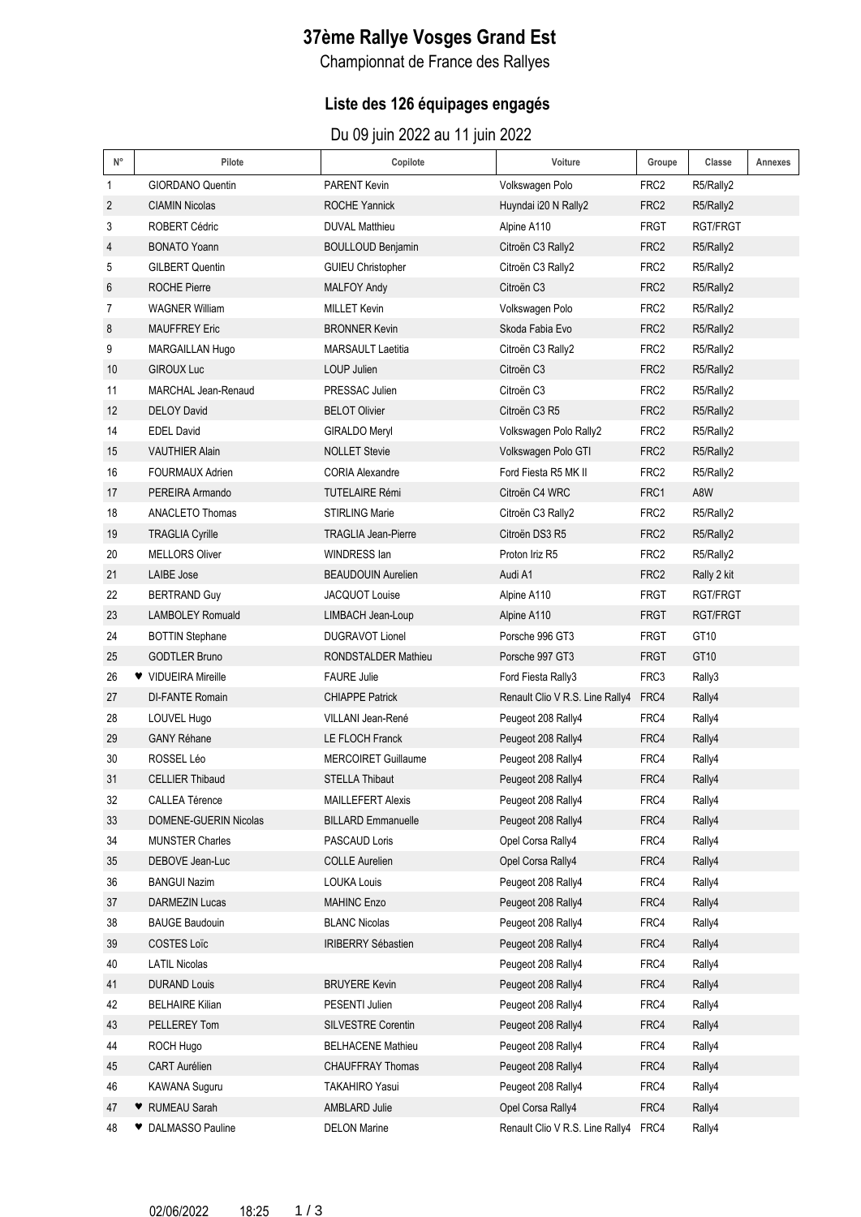# 37ème Rallye Vosges Grand Est

Championnat de France des Rallyes

## Liste des 126 équipages engagés

Du 09 juin 2022 au 11 juin 2022

| N° | Pilote | Copilote | Voiture | Groupe | Classe | Annexes |
|---|---|---|---|---|---|---|
| 1 | GIORDANO Quentin | PARENT Kevin | Volkswagen Polo | FRC2 | R5/Rally2 | |
| 2 | CIAMIN Nicolas | ROCHE Yannick | Huyndai i20 N Rally2 | FRC2 | R5/Rally2 | |
| 3 | ROBERT Cédric | DUVAL Matthieu | Alpine A110 | FRGT | RGT/FRGT | |
| 4 | BONATO Yoann | BOULLOUD Benjamin | Citroën C3 Rally2 | FRC2 | R5/Rally2 | |
| 5 | GILBERT Quentin | GUIEU Christopher | Citroën C3 Rally2 | FRC2 | R5/Rally2 | |
| 6 | ROCHE Pierre | MALFOY Andy | Citroën C3 | FRC2 | R5/Rally2 | |
| 7 | WAGNER William | MILLET Kevin | Volkswagen Polo | FRC2 | R5/Rally2 | |
| 8 | MAUFFREY Eric | BRONNER Kevin | Skoda Fabia Evo | FRC2 | R5/Rally2 | |
| 9 | MARGAILLAN Hugo | MARSAULT Laetitia | Citroën C3 Rally2 | FRC2 | R5/Rally2 | |
| 10 | GIROUX Luc | LOUP Julien | Citroën C3 | FRC2 | R5/Rally2 | |
| 11 | MARCHAL Jean-Renaud | PRESSAC Julien | Citroën C3 | FRC2 | R5/Rally2 | |
| 12 | DELOY David | BELOT Olivier | Citroën C3 R5 | FRC2 | R5/Rally2 | |
| 14 | EDEL David | GIRALDO Meryl | Volkswagen Polo Rally2 | FRC2 | R5/Rally2 | |
| 15 | VAUTHIER Alain | NOLLET Stevie | Volkswagen Polo GTI | FRC2 | R5/Rally2 | |
| 16 | FOURMAUX Adrien | CORIA Alexandre | Ford Fiesta R5 MK II | FRC2 | R5/Rally2 | |
| 17 | PEREIRA Armando | TUTELAIRE Rémi | Citroën C4 WRC | FRC1 | A8W | |
| 18 | ANACLETO Thomas | STIRLING Marie | Citroën C3 Rally2 | FRC2 | R5/Rally2 | |
| 19 | TRAGLIA Cyrille | TRAGLIA Jean-Pierre | Citroën DS3 R5 | FRC2 | R5/Rally2 | |
| 20 | MELLORS Oliver | WINDRESS Ian | Proton Iriz R5 | FRC2 | R5/Rally2 | |
| 21 | LAIBE Jose | BEAUDOUIN Aurelien | Audi A1 | FRC2 | Rally 2 kit | |
| 22 | BERTRAND Guy | JACQUOT Louise | Alpine A110 | FRGT | RGT/FRGT | |
| 23 | LAMBOLEY Romuald | LIMBACH Jean-Loup | Alpine A110 | FRGT | RGT/FRGT | |
| 24 | BOTTIN Stephane | DUGRAVOT Lionel | Porsche 996 GT3 | FRGT | GT10 | |
| 25 | GODTLER Bruno | RONDSTALDER Mathieu | Porsche 997 GT3 | FRGT | GT10 | |
| 26 | ♥ VIDUEIRA Mireille | FAURE Julie | Ford Fiesta Rally3 | FRC3 | Rally3 | |
| 27 | DI-FANTE Romain | CHIAPPE Patrick | Renault Clio V R.S. Line Rally4 | FRC4 | Rally4 | |
| 28 | LOUVEL Hugo | VILLANI Jean-René | Peugeot 208 Rally4 | FRC4 | Rally4 | |
| 29 | GANY Réhane | LE FLOCH Franck | Peugeot 208 Rally4 | FRC4 | Rally4 | |
| 30 | ROSSEL Léo | MERCOIRET Guillaume | Peugeot 208 Rally4 | FRC4 | Rally4 | |
| 31 | CELLIER Thibaud | STELLA Thibaut | Peugeot 208 Rally4 | FRC4 | Rally4 | |
| 32 | CALLEA Térence | MAILLEFERT Alexis | Peugeot 208 Rally4 | FRC4 | Rally4 | |
| 33 | DOMENE-GUERIN Nicolas | BILLARD Emmanuelle | Peugeot 208 Rally4 | FRC4 | Rally4 | |
| 34 | MUNSTER Charles | PASCAUD Loris | Opel Corsa Rally4 | FRC4 | Rally4 | |
| 35 | DEBOVE Jean-Luc | COLLE Aurelien | Opel Corsa Rally4 | FRC4 | Rally4 | |
| 36 | BANGUI Nazim | LOUKA Louis | Peugeot 208 Rally4 | FRC4 | Rally4 | |
| 37 | DARMEZIN Lucas | MAHINC Enzo | Peugeot 208 Rally4 | FRC4 | Rally4 | |
| 38 | BAUGE Baudouin | BLANC Nicolas | Peugeot 208 Rally4 | FRC4 | Rally4 | |
| 39 | COSTES Loïc | IRIBERRY Sébastien | Peugeot 208 Rally4 | FRC4 | Rally4 | |
| 40 | LATIL Nicolas | | Peugeot 208 Rally4 | FRC4 | Rally4 | |
| 41 | DURAND Louis | BRUYERE Kevin | Peugeot 208 Rally4 | FRC4 | Rally4 | |
| 42 | BELHAIRE Kilian | PESENTI Julien | Peugeot 208 Rally4 | FRC4 | Rally4 | |
| 43 | PELLEREY Tom | SILVESTRE Corentin | Peugeot 208 Rally4 | FRC4 | Rally4 | |
| 44 | ROCH Hugo | BELHACENE Mathieu | Peugeot 208 Rally4 | FRC4 | Rally4 | |
| 45 | CART Aurélien | CHAUFFRAY Thomas | Peugeot 208 Rally4 | FRC4 | Rally4 | |
| 46 | KAWANA Suguru | TAKAHIRO Yasui | Peugeot 208 Rally4 | FRC4 | Rally4 | |
| 47 | ♥ RUMEAU Sarah | AMBLARD Julie | Opel Corsa Rally4 | FRC4 | Rally4 | |
| 48 | ♥ DALMASSO Pauline | DELON Marine | Renault Clio V R.S. Line Rally4 | FRC4 | Rally4 | |

02/06/2022 18:25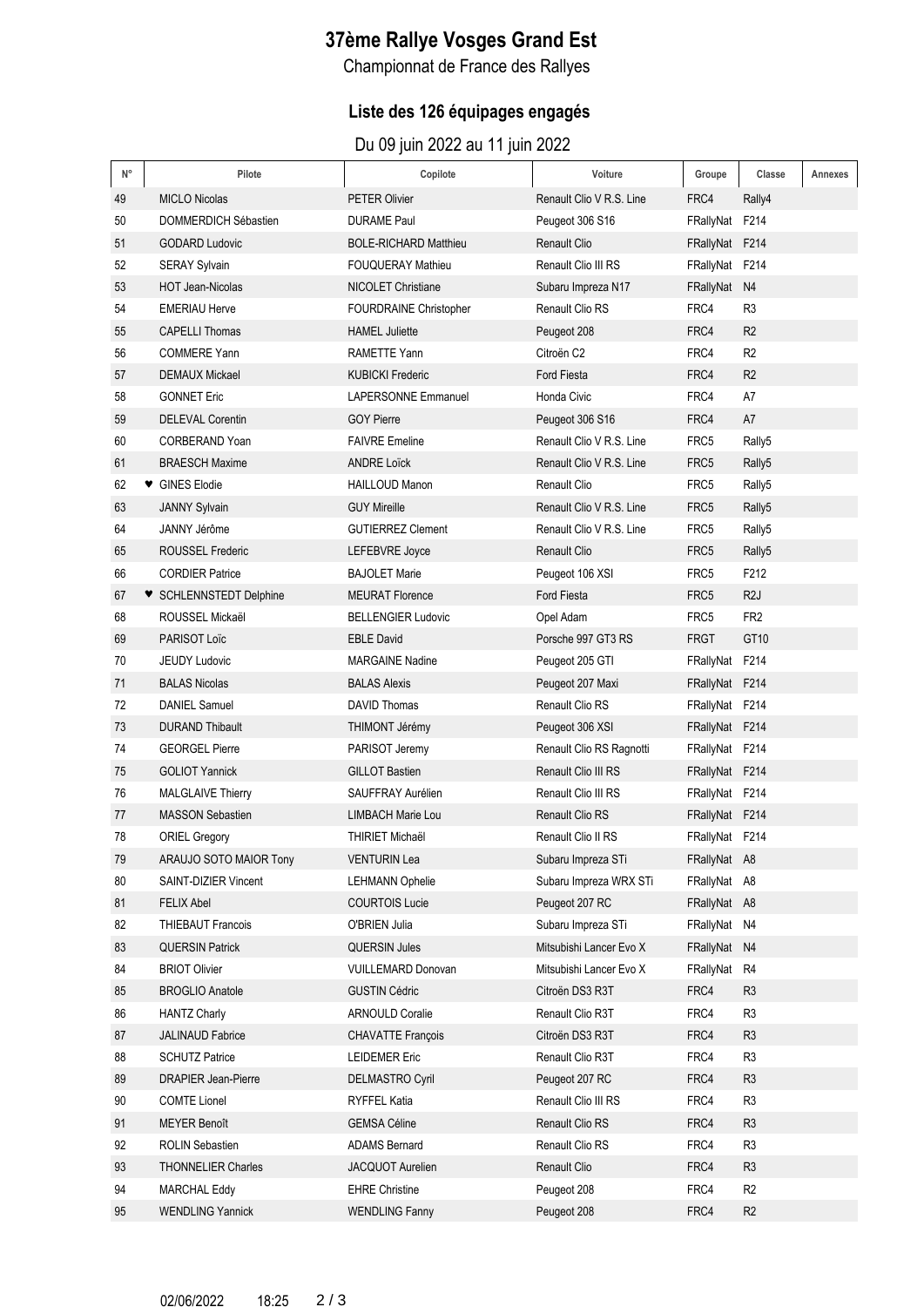# 37ème Rallye Vosges Grand Est

Championnat de France des Rallyes

## Liste des 126 équipages engagés

Du 09 juin 2022 au 11 juin 2022

| N° | Pilote | Copilote | Voiture | Groupe | Classe | Annexes |
|---|---|---|---|---|---|---|
| 49 | MICLO Nicolas | PETER Olivier | Renault Clio V R.S. Line | FRC4 | Rally4 | |
| 50 | DOMMERDICH Sébastien | DURAME Paul | Peugeot 306 S16 | FRallyNat | F214 | |
| 51 | GODARD Ludovic | BOLE-RICHARD Matthieu | Renault Clio | FRallyNat | F214 | |
| 52 | SERAY Sylvain | FOUQUERAY Mathieu | Renault Clio III RS | FRallyNat | F214 | |
| 53 | HOT Jean-Nicolas | NICOLET Christiane | Subaru Impreza N17 | FRallyNat | N4 | |
| 54 | EMERIAU Herve | FOURDRAINE Christopher | Renault Clio RS | FRC4 | R3 | |
| 55 | CAPELLI Thomas | HAMEL Juliette | Peugeot 208 | FRC4 | R2 | |
| 56 | COMMERE Yann | RAMETTE Yann | Citroën C2 | FRC4 | R2 | |
| 57 | DEMAUX Mickael | KUBICKI Frederic | Ford Fiesta | FRC4 | R2 | |
| 58 | GONNET Eric | LAPERSONNE Emmanuel | Honda Civic | FRC4 | A7 | |
| 59 | DELEVAL Corentin | GOY Pierre | Peugeot 306 S16 | FRC4 | A7 | |
| 60 | CORBERAND Yoan | FAIVRE Emeline | Renault Clio V R.S. Line | FRC5 | Rally5 | |
| 61 | BRAESCH Maxime | ANDRE Loïck | Renault Clio V R.S. Line | FRC5 | Rally5 | |
| 62 | ♥ GINES Elodie | HAILLOUD Manon | Renault Clio | FRC5 | Rally5 | |
| 63 | JANNY Sylvain | GUY Mireille | Renault Clio V R.S. Line | FRC5 | Rally5 | |
| 64 | JANNY Jérôme | GUTIERREZ Clement | Renault Clio V R.S. Line | FRC5 | Rally5 | |
| 65 | ROUSSEL Frederic | LEFEBVRE Joyce | Renault Clio | FRC5 | Rally5 | |
| 66 | CORDIER Patrice | BAJOLET Marie | Peugeot 106 XSI | FRC5 | F212 | |
| 67 | ♥ SCHLENNSTEDT Delphine | MEURAT Florence | Ford Fiesta | FRC5 | R2J | |
| 68 | ROUSSEL Mickaël | BELLENGIER Ludovic | Opel Adam | FRC5 | FR2 | |
| 69 | PARISOT Loïc | EBLE David | Porsche 997 GT3 RS | FRGT | GT10 | |
| 70 | JEUDY Ludovic | MARGAINE Nadine | Peugeot 205 GTI | FRallyNat | F214 | |
| 71 | BALAS Nicolas | BALAS Alexis | Peugeot 207 Maxi | FRallyNat | F214 | |
| 72 | DANIEL Samuel | DAVID Thomas | Renault Clio RS | FRallyNat | F214 | |
| 73 | DURAND Thibault | THIMONT Jérémy | Peugeot 306 XSI | FRallyNat | F214 | |
| 74 | GEORGEL Pierre | PARISOT Jeremy | Renault Clio RS Ragnotti | FRallyNat | F214 | |
| 75 | GOLIOT Yannick | GILLOT Bastien | Renault Clio III RS | FRallyNat | F214 | |
| 76 | MALGLAIVE Thierry | SAUFFRAY Aurélien | Renault Clio III RS | FRallyNat | F214 | |
| 77 | MASSON Sebastien | LIMBACH Marie Lou | Renault Clio RS | FRallyNat | F214 | |
| 78 | ORIEL Gregory | THIRIET Michaël | Renault Clio II RS | FRallyNat | F214 | |
| 79 | ARAUJO SOTO MAIOR Tony | VENTURIN Lea | Subaru Impreza STi | FRallyNat | A8 | |
| 80 | SAINT-DIZIER Vincent | LEHMANN Ophelie | Subaru Impreza WRX STi | FRallyNat | A8 | |
| 81 | FELIX Abel | COURTOIS Lucie | Peugeot 207 RC | FRallyNat | A8 | |
| 82 | THIEBAUT Francois | O'BRIEN Julia | Subaru Impreza STi | FRallyNat | N4 | |
| 83 | QUERSIN Patrick | QUERSIN Jules | Mitsubishi Lancer Evo X | FRallyNat | N4 | |
| 84 | BRIOT Olivier | VUILLEMARD Donovan | Mitsubishi Lancer Evo X | FRallyNat | R4 | |
| 85 | BROGLIO Anatole | GUSTIN Cédric | Citroën DS3 R3T | FRC4 | R3 | |
| 86 | HANTZ Charly | ARNOULD Coralie | Renault Clio R3T | FRC4 | R3 | |
| 87 | JALINAUD Fabrice | CHAVATTE François | Citroën DS3 R3T | FRC4 | R3 | |
| 88 | SCHUTZ Patrice | LEIDEMER Eric | Renault Clio R3T | FRC4 | R3 | |
| 89 | DRAPIER Jean-Pierre | DELMASTRO Cyril | Peugeot 207 RC | FRC4 | R3 | |
| 90 | COMTE Lionel | RYFFEL Katia | Renault Clio III RS | FRC4 | R3 | |
| 91 | MEYER Benoît | GEMSA Céline | Renault Clio RS | FRC4 | R3 | |
| 92 | ROLIN Sebastien | ADAMS Bernard | Renault Clio RS | FRC4 | R3 | |
| 93 | THONNELIER Charles | JACQUOT Aurelien | Renault Clio | FRC4 | R3 | |
| 94 | MARCHAL Eddy | EHRE Christine | Peugeot 208 | FRC4 | R2 | |
| 95 | WENDLING Yannick | WENDLING Fanny | Peugeot 208 | FRC4 | R2 | |

02/06/2022 18:25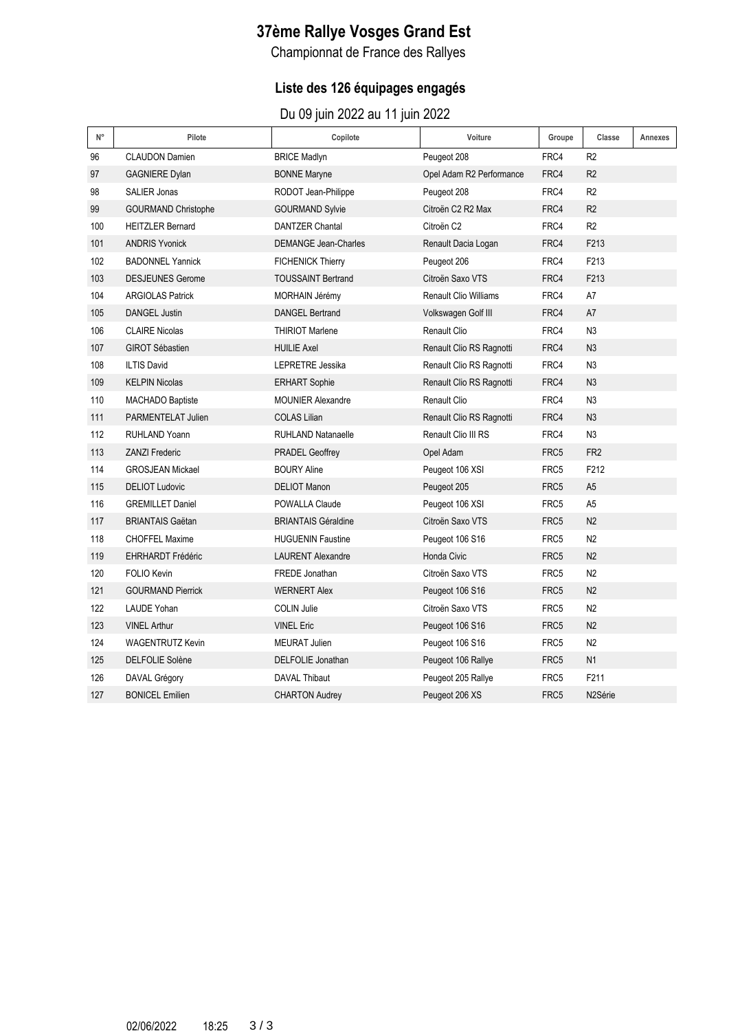# 37ème Rallye Vosges Grand Est

Championnat de France des Rallyes

## Liste des 126 équipages engagés

Du 09 juin 2022 au 11 juin 2022

| N° | Pilote | Copilote | Voiture | Groupe | Classe | Annexes |
|---|---|---|---|---|---|---|
| 96 | CLAUDON Damien | BRICE Madlyn | Peugeot 208 | FRC4 | R2 | |
| 97 | GAGNIERE Dylan | BONNE Maryne | Opel Adam R2 Performance | FRC4 | R2 | |
| 98 | SALIER Jonas | RODOT Jean-Philippe | Peugeot 208 | FRC4 | R2 | |
| 99 | GOURMAND Christophe | GOURMAND Sylvie | Citroën C2 R2 Max | FRC4 | R2 | |
| 100 | HEITZLER Bernard | DANTZER Chantal | Citroën C2 | FRC4 | R2 | |
| 101 | ANDRIS Yvonick | DEMANGE Jean-Charles | Renault Dacia Logan | FRC4 | F213 | |
| 102 | BADONNEL Yannick | FICHENICK Thierry | Peugeot 206 | FRC4 | F213 | |
| 103 | DESJEUNES Gerome | TOUSSAINT Bertrand | Citroën Saxo VTS | FRC4 | F213 | |
| 104 | ARGIOLAS Patrick | MORHAIN Jérémy | Renault Clio Williams | FRC4 | A7 | |
| 105 | DANGEL Justin | DANGEL Bertrand | Volkswagen Golf III | FRC4 | A7 | |
| 106 | CLAIRE Nicolas | THIRIOT Marlene | Renault Clio | FRC4 | N3 | |
| 107 | GIROT Sébastien | HUILIE Axel | Renault Clio RS Ragnotti | FRC4 | N3 | |
| 108 | ILTIS David | LEPRETRE Jessika | Renault Clio RS Ragnotti | FRC4 | N3 | |
| 109 | KELPIN Nicolas | ERHART Sophie | Renault Clio RS Ragnotti | FRC4 | N3 | |
| 110 | MACHADO Baptiste | MOUNIER Alexandre | Renault Clio | FRC4 | N3 | |
| 111 | PARMENTELAT Julien | COLAS Lilian | Renault Clio RS Ragnotti | FRC4 | N3 | |
| 112 | RUHLAND Yoann | RUHLAND Natanaelle | Renault Clio III RS | FRC4 | N3 | |
| 113 | ZANZI Frederic | PRADEL Geoffrey | Opel Adam | FRC5 | FR2 | |
| 114 | GROSJEAN Mickael | BOURY Aline | Peugeot 106 XSI | FRC5 | F212 | |
| 115 | DELIOT Ludovic | DELIOT Manon | Peugeot 205 | FRC5 | A5 | |
| 116 | GREMILLET Daniel | POWALLA Claude | Peugeot 106 XSI | FRC5 | A5 | |
| 117 | BRIANTAIS Gaëtan | BRIANTAIS Géraldine | Citroën Saxo VTS | FRC5 | N2 | |
| 118 | CHOFFEL Maxime | HUGUENIN Faustine | Peugeot 106 S16 | FRC5 | N2 | |
| 119 | EHRHARDT Frédéric | LAURENT Alexandre | Honda Civic | FRC5 | N2 | |
| 120 | FOLIO Kevin | FREDE Jonathan | Citroën Saxo VTS | FRC5 | N2 | |
| 121 | GOURMAND Pierrick | WERNERT Alex | Peugeot 106 S16 | FRC5 | N2 | |
| 122 | LAUDE Yohan | COLIN Julie | Citroën Saxo VTS | FRC5 | N2 | |
| 123 | VINEL Arthur | VINEL Eric | Peugeot 106 S16 | FRC5 | N2 | |
| 124 | WAGENTRUTZ Kevin | MEURAT Julien | Peugeot 106 S16 | FRC5 | N2 | |
| 125 | DELFOLIE Solène | DELFOLIE Jonathan | Peugeot 106 Rallye | FRC5 | N1 | |
| 126 | DAVAL Grégory | DAVAL Thibaut | Peugeot 205 Rallye | FRC5 | F211 | |
| 127 | BONICEL Emilien | CHARTON Audrey | Peugeot 206 XS | FRC5 | N2Série | |

02/06/2022 18:25